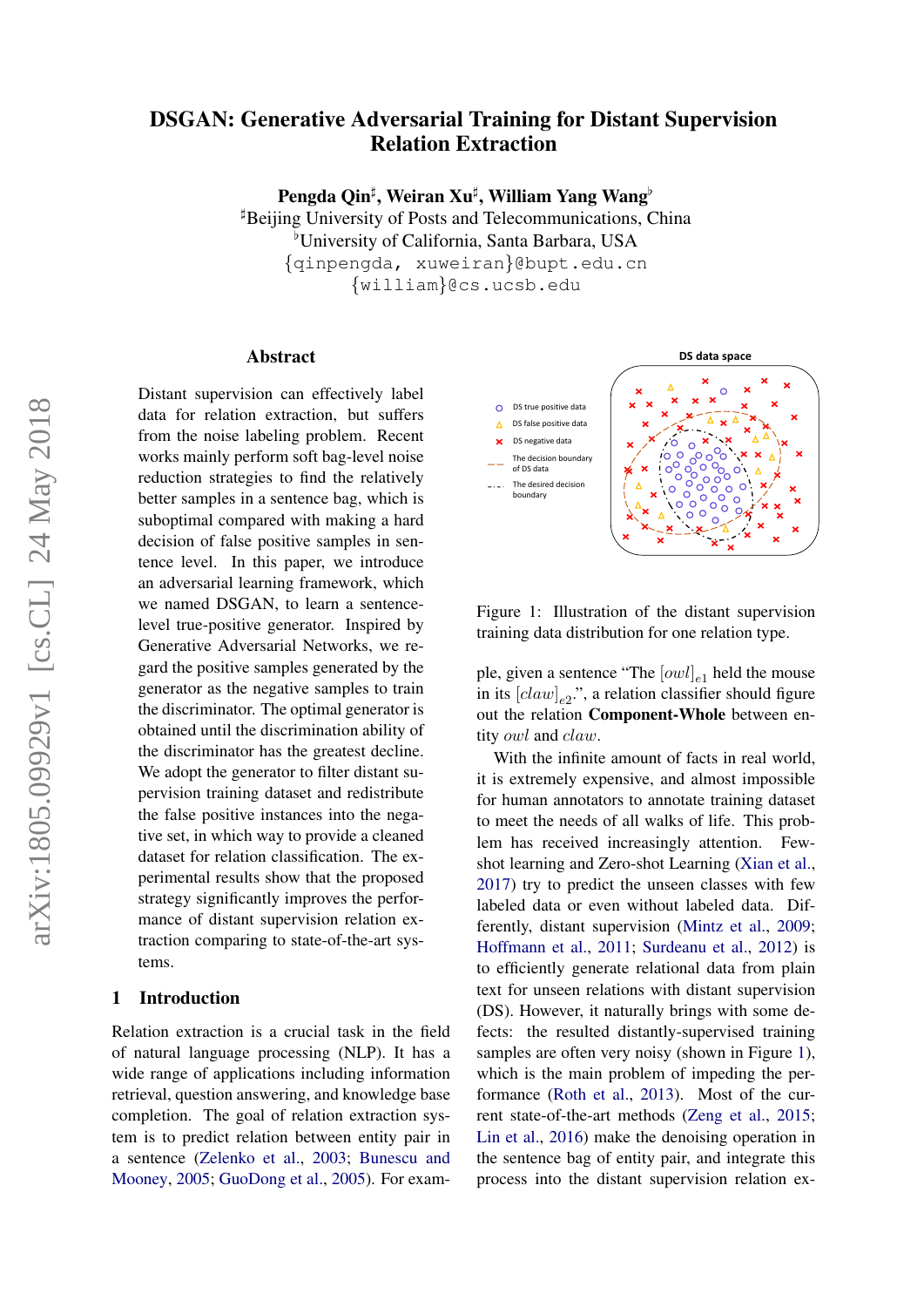# DSGAN: Generative Adversarial Training for Distant Supervision Relation Extraction

**Pengda Qin[♯], Weiran Xu[♯], William Yang Wang[♭]**

[♯]Beijing University of Posts and Telecommunications, China

[♭]University of California, Santa Barbara, USA

{qinpengda, xuweiran}@bupt.edu.cn

{william}@cs.ucsb.edu

## Abstract

Distant supervision can effectively label data for relation extraction, but suffers from the noise labeling problem. Recent works mainly perform soft bag-level noise reduction strategies to find the relatively better samples in a sentence bag, which is suboptimal compared with making a hard decision of false positive samples in sentence level. In this paper, we introduce an adversarial learning framework, which we named DSGAN, to learn a sentence-level true-positive generator. Inspired by Generative Adversarial Networks, we regard the positive samples generated by the generator as the negative samples to train the discriminator. The optimal generator is obtained until the discrimination ability of the discriminator has the greatest decline. We adopt the generator to filter distant supervision training dataset and redistribute the false positive instances into the negative set, in which way to provide a cleaned dataset for relation classification. The experimental results show that the proposed strategy significantly improves the performance of distant supervision relation extraction comparing to state-of-the-art systems.

## 1 Introduction

Relation extraction is a crucial task in the field of natural language processing (NLP). It has a wide range of applications including information retrieval, question answering, and knowledge base completion. The goal of relation extraction system is to predict relation between entity pair in a sentence (Zelenko et al., 2003; Bunescu and Mooney, 2005; GuoDong et al., 2005). For example, given a sentence "The $[owl]_{e1}$ held the mouse in its $[claw]_{e2}$.", a relation classifier should figure out the relation **Component-Whole** between entity $owl$ and $claw$.

Figure 1: Illustration of the distant supervision training data distribution for one relation type.

With the infinite amount of facts in real world, it is extremely expensive, and almost impossible for human annotators to annotate training dataset to meet the needs of all walks of life. This problem has received increasingly attention. Few-shot learning and Zero-shot Learning (Xian et al., 2017) try to predict the unseen classes with few labeled data or even without labeled data. Differently, distant supervision (Mintz et al., 2009; Hoffmann et al., 2011; Surdeanu et al., 2012) is to efficiently generate relational data from plain text for unseen relations with distant supervision (DS). However, it naturally brings with some defects: the resulted distantly-supervised training samples are often very noisy (shown in Figure 1), which is the main problem of impeding the performance (Roth et al., 2013). Most of the current state-of-the-art methods (Zeng et al., 2015; Lin et al., 2016) make the denoising operation in the sentence bag of entity pair, and integrate this process into the distant supervision relation ex-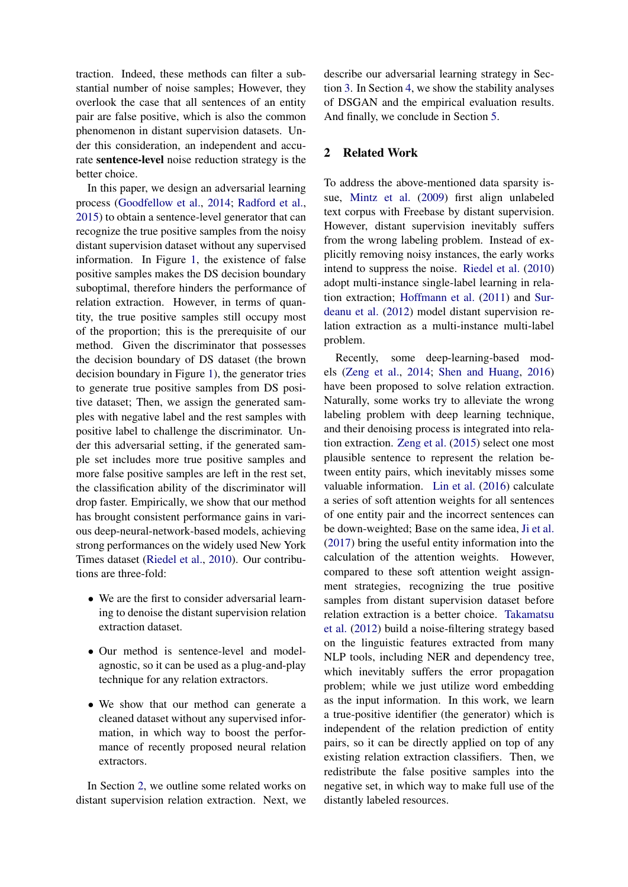traction. Indeed, these methods can filter a substantial number of noise samples; However, they overlook the case that all sentences of an entity pair are false positive, which is also the common phenomenon in distant supervision datasets. Under this consideration, an independent and accurate **sentence-level** noise reduction strategy is the better choice.

In this paper, we design an adversarial learning process (Goodfellow et al., 2014; Radford et al., 2015) to obtain a sentence-level generator that can recognize the true positive samples from the noisy distant supervision dataset without any supervised information. In Figure 1, the existence of false positive samples makes the DS decision boundary suboptimal, therefore hinders the performance of relation extraction. However, in terms of quantity, the true positive samples still occupy most of the proportion; this is the prerequisite of our method. Given the discriminator that possesses the decision boundary of DS dataset (the brown decision boundary in Figure 1), the generator tries to generate true positive samples from DS positive dataset; Then, we assign the generated samples with negative label and the rest samples with positive label to challenge the discriminator. Under this adversarial setting, if the generated sample set includes more true positive samples and more false positive samples are left in the rest set, the classification ability of the discriminator will drop faster. Empirically, we show that our method has brought consistent performance gains in various deep-neural-network-based models, achieving strong performances on the widely used New York Times dataset (Riedel et al., 2010). Our contributions are three-fold:

- We are the first to consider adversarial learning to denoise the distant supervision relation extraction dataset.
- Our method is sentence-level and model-agnostic, so it can be used as a plug-and-play technique for any relation extractors.
- We show that our method can generate a cleaned dataset without any supervised information, in which way to boost the performance of recently proposed neural relation extractors.

In Section 2, we outline some related works on distant supervision relation extraction. Next, we describe our adversarial learning strategy in Section 3. In Section 4, we show the stability analyses of DSGAN and the empirical evaluation results. And finally, we conclude in Section 5.

## 2 Related Work

To address the above-mentioned data sparsity issue, Mintz et al. (2009) first align unlabeled text corpus with Freebase by distant supervision. However, distant supervision inevitably suffers from the wrong labeling problem. Instead of explicitly removing noisy instances, the early works intend to suppress the noise. Riedel et al. (2010) adopt multi-instance single-label learning in relation extraction; Hoffmann et al. (2011) and Surdeanu et al. (2012) model distant supervision relation extraction as a multi-instance multi-label problem.

Recently, some deep-learning-based models (Zeng et al., 2014; Shen and Huang, 2016) have been proposed to solve relation extraction. Naturally, some works try to alleviate the wrong labeling problem with deep learning technique, and their denoising process is integrated into relation extraction. Zeng et al. (2015) select one most plausible sentence to represent the relation between entity pairs, which inevitably misses some valuable information. Lin et al. (2016) calculate a series of soft attention weights for all sentences of one entity pair and the incorrect sentences can be down-weighted; Base on the same idea, Ji et al. (2017) bring the useful entity information into the calculation of the attention weights. However, compared to these soft attention weight assignment strategies, recognizing the true positive samples from distant supervision dataset before relation extraction is a better choice. Takamatsu et al. (2012) build a noise-filtering strategy based on the linguistic features extracted from many NLP tools, including NER and dependency tree, which inevitably suffers the error propagation problem; while we just utilize word embedding as the input information. In this work, we learn a true-positive identifier (the generator) which is independent of the relation prediction of entity pairs, so it can be directly applied on top of any existing relation extraction classifiers. Then, we redistribute the false positive samples into the negative set, in which way to make full use of the distantly labeled resources.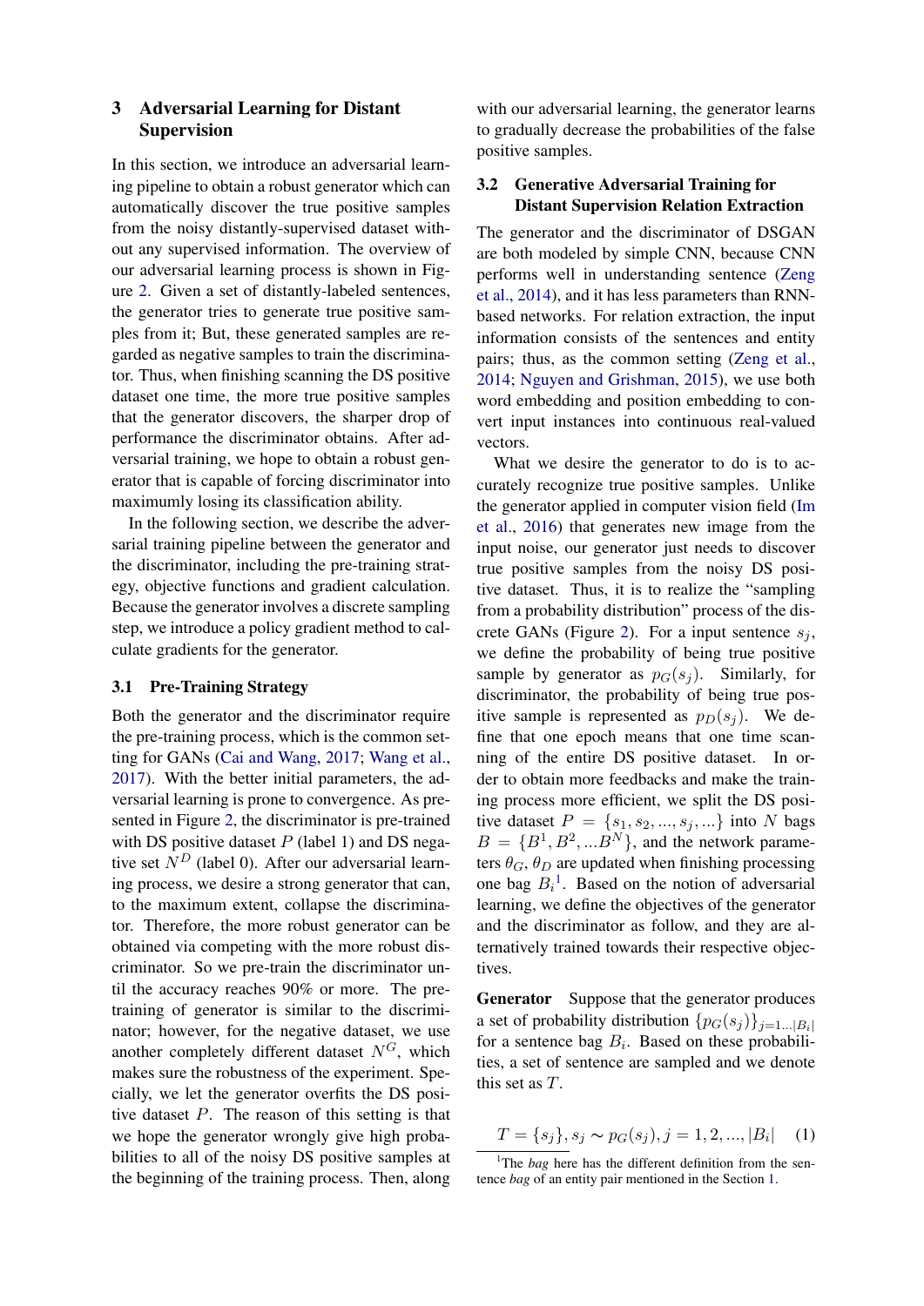## 3 Adversarial Learning for Distant Supervision

In this section, we introduce an adversarial learning pipeline to obtain a robust generator which can automatically discover the true positive samples from the noisy distantly-supervised dataset without any supervised information. The overview of our adversarial learning process is shown in Figure 2. Given a set of distantly-labeled sentences, the generator tries to generate true positive samples from it; But, these generated samples are regarded as negative samples to train the discriminator. Thus, when finishing scanning the DS positive dataset one time, the more true positive samples that the generator discovers, the sharper drop of performance the discriminator obtains. After adversarial training, we hope to obtain a robust generator that is capable of forcing discriminator into maximumly losing its classification ability.

In the following section, we describe the adversarial training pipeline between the generator and the discriminator, including the pre-training strategy, objective functions and gradient calculation. Because the generator involves a discrete sampling step, we introduce a policy gradient method to calculate gradients for the generator.

### 3.1 Pre-Training Strategy

Both the generator and the discriminator require the pre-training process, which is the common setting for GANs (Cai and Wang, 2017; Wang et al., 2017). With the better initial parameters, the adversarial learning is prone to convergence. As presented in Figure 2, the discriminator is pre-trained with DS positive dataset $P$ (label 1) and DS negative set $N^D$ (label 0). After our adversarial learning process, we desire a strong generator that can, to the maximum extent, collapse the discriminator. Therefore, the more robust generator can be obtained via competing with the more robust discriminator. So we pre-train the discriminator until the accuracy reaches 90% or more. The pre-training of generator is similar to the discriminator; however, for the negative dataset, we use another completely different dataset $N^G$, which makes sure the robustness of the experiment. Specially, we let the generator overfits the DS positive dataset $P$. The reason of this setting is that we hope the generator wrongly give high probabilities to all of the noisy DS positive samples at the beginning of the training process. Then, along with our adversarial learning, the generator learns to gradually decrease the probabilities of the false positive samples.

### 3.2 Generative Adversarial Training for Distant Supervision Relation Extraction

The generator and the discriminator of DSGAN are both modeled by simple CNN, because CNN performs well in understanding sentence (Zeng et al., 2014), and it has less parameters than RNN-based networks. For relation extraction, the input information consists of the sentences and entity pairs; thus, as the common setting (Zeng et al., 2014; Nguyen and Grishman, 2015), we use both word embedding and position embedding to convert input instances into continuous real-valued vectors.

What we desire the generator to do is to accurately recognize true positive samples. Unlike the generator applied in computer vision field (Im et al., 2016) that generates new image from the input noise, our generator just needs to discover true positive samples from the noisy DS positive dataset. Thus, it is to realize the "sampling from a probability distribution" process of the discrete GANs (Figure 2). For a input sentence $s_j$, we define the probability of being true positive sample by generator as $p_G(s_j)$. Similarly, for discriminator, the probability of being true positive sample is represented as $p_D(s_j)$. We define that one epoch means that one time scanning of the entire DS positive dataset. In order to obtain more feedbacks and make the training process more efficient, we split the DS positive dataset $P = \{s_1, s_2, ..., s_j, ...\}$ into $N$ bags $B = \{B^1, B^2, ...B^N\}$, and the network parameters $\theta_G$, $\theta_D$ are updated when finishing processing one bag $B_i$[1]. Based on the notion of adversarial learning, we define the objectives of the generator and the discriminator as follow, and they are alternatively trained towards their respective objectives.

**Generator** Suppose that the generator produces a set of probability distribution $\{p_G(s_j)\}_{j=1...|B_i|}$ for a sentence bag $B_i$. Based on these probabilities, a set of sentence are sampled and we denote this set as $T$.

$$T = \{s_j\}, s_j \sim p_G(s_j), j = 1, 2, ..., |B_i| \quad (1)$$

[1]The *bag* here has the different definition from the sentence *bag* of an entity pair mentioned in the Section 1.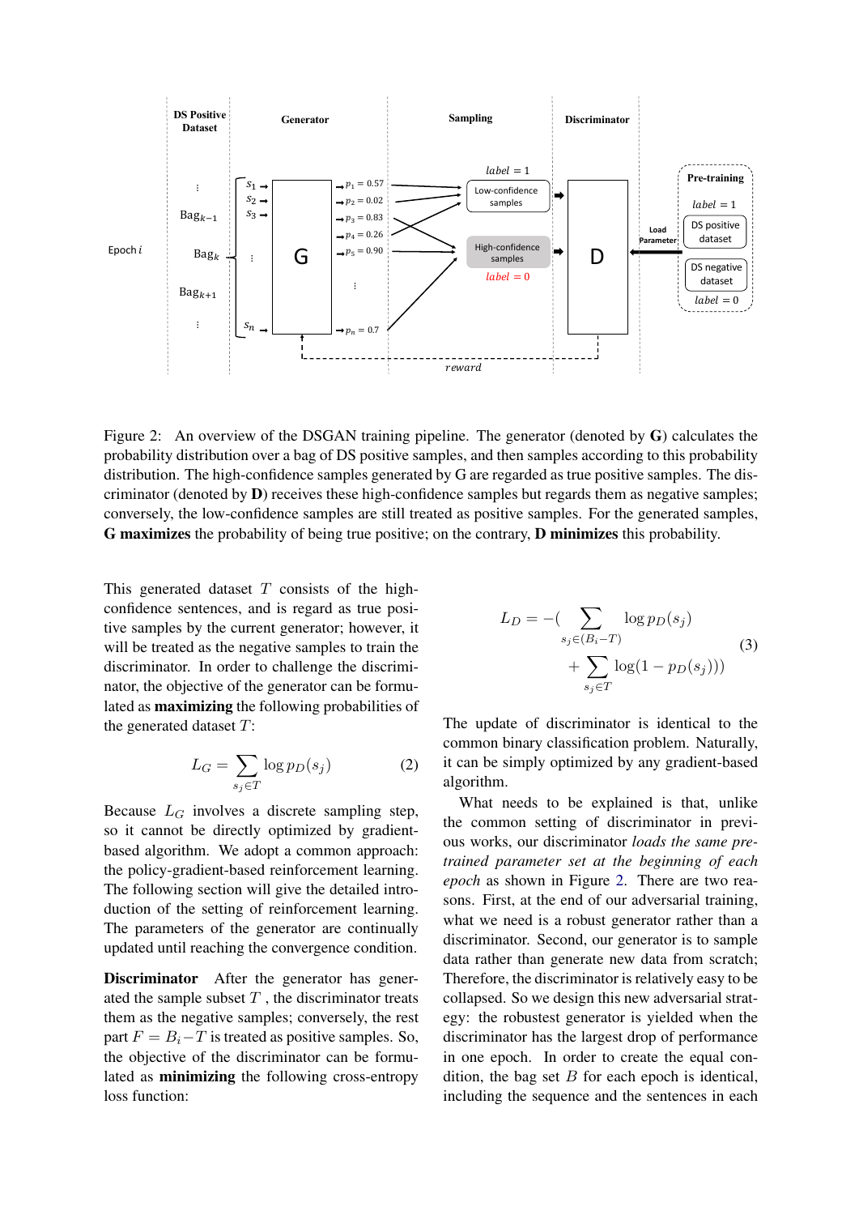Figure 2: An overview of the DSGAN training pipeline. The generator (denoted by **G**) calculates the probability distribution over a bag of DS positive samples, and then samples according to this probability distribution. The high-confidence samples generated by G are regarded as true positive samples. The discriminator (denoted by **D**) receives these high-confidence samples but regards them as negative samples; conversely, the low-confidence samples are still treated as positive samples. For the generated samples, **G maximizes** the probability of being true positive; on the contrary, **D minimizes** this probability.

This generated dataset $T$ consists of the high-confidence sentences, and is regard as true positive samples by the current generator; however, it will be treated as the negative samples to train the discriminator. In order to challenge the discriminator, the objective of the generator can be formulated as **maximizing** the following probabilities of the generated dataset $T$:

$$L_G = \sum_{s_j \in T} \log p_D(s_j) \tag{2}$$

Because $L_G$ involves a discrete sampling step, so it cannot be directly optimized by gradient-based algorithm. We adopt a common approach: the policy-gradient-based reinforcement learning. The following section will give the detailed introduction of the setting of reinforcement learning. The parameters of the generator are continually updated until reaching the convergence condition.

**Discriminator** After the generator has generated the sample subset $T$, the discriminator treats them as the negative samples; conversely, the rest part $F = B_i - T$ is treated as positive samples. So, the objective of the discriminator can be formulated as **minimizing** the following cross-entropy loss function:

$$L_D = -\Big( \sum_{s_j \in (B_i - T)} \log p_D(s_j) + \sum_{s_j \in T} \log(1 - p_D(s_j)) \Big) \tag{3}$$

The update of discriminator is identical to the common binary classification problem. Naturally, it can be simply optimized by any gradient-based algorithm.

What needs to be explained is that, unlike the common setting of discriminator in previous works, our discriminator *loads the same pre-trained parameter set at the beginning of each epoch* as shown in Figure 2. There are two reasons. First, at the end of our adversarial training, what we need is a robust generator rather than a discriminator. Second, our generator is to sample data rather than generate new data from scratch; Therefore, the discriminator is relatively easy to be collapsed. So we design this new adversarial strategy: the robustest generator is yielded when the discriminator has the largest drop of performance in one epoch. In order to create the equal condition, the bag set $B$ for each epoch is identical, including the sequence and the sentences in each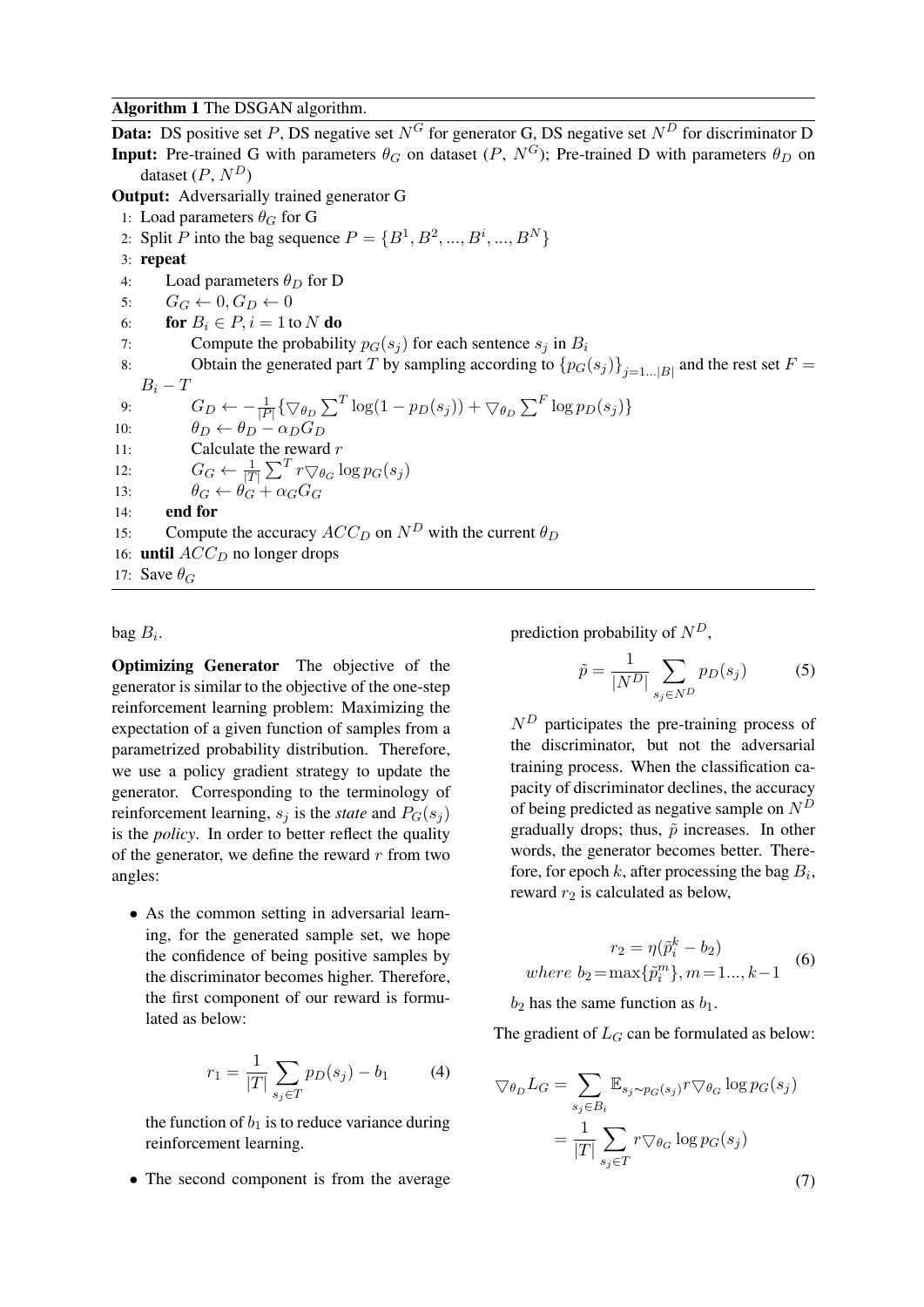**Algorithm 1** The DSGAN algorithm.

**Data:** DS positive set $P$, DS negative set $N^G$ for generator G, DS negative set $N^D$ for discriminator D

**Input:** Pre-trained G with parameters $\theta_G$ on dataset ($P$, $N^G$); Pre-trained D with parameters $\theta_D$ on dataset ($P$, $N^D$)

**Output:** Adversarially trained generator G

1: Load parameters $\theta_G$ for G
2: Split $P$ into the bag sequence $P = \{B^1, B^2, ..., B^i, ..., B^N\}$
3: **repeat**
4: Load parameters $\theta_D$ for D
5: $G_G \leftarrow 0, G_D \leftarrow 0$
6: **for** $B_i \in P, i = 1$ to $N$ **do**
7: Compute the probability $p_G(s_j)$ for each sentence $s_j$ in $B_i$
8: Obtain the generated part $T$ by sampling according to $\{p_G(s_j)\}_{j=1...|B|}$ and the rest set $F = B_i - T$
9: $G_D \leftarrow -\frac{1}{|P|}\{\triangledown_{\theta_D}\sum^T \log(1 - p_D(s_j)) + \triangledown_{\theta_D}\sum^F \log p_D(s_j)\}$
10: $\theta_D \leftarrow \theta_D - \alpha_D G_D$
11: Calculate the reward $r$
12: $G_G \leftarrow \frac{1}{|T|}\sum^T r\triangledown_{\theta_G}\log p_G(s_j)$
13: $\theta_G \leftarrow \theta_G + \alpha_G G_G$
14: **end for**
15: Compute the accuracy $ACC_D$ on $N^D$ with the current $\theta_D$
16: **until** $ACC_D$ no longer drops
17: Save $\theta_G$

bag $B_i$.

**Optimizing Generator** The objective of the generator is similar to the objective of the one-step reinforcement learning problem: Maximizing the expectation of a given function of samples from a parametrized probability distribution. Therefore, we use a policy gradient strategy to update the generator. Corresponding to the terminology of reinforcement learning, $s_j$ is the *state* and $P_G(s_j)$ is the *policy*. In order to better reflect the quality of the generator, we define the reward $r$ from two angles:

- As the common setting in adversarial learning, for the generated sample set, we hope the confidence of being positive samples by the discriminator becomes higher. Therefore, the first component of our reward is formulated as below:

$$r_1 = \frac{1}{|T|}\sum_{s_j \in T} p_D(s_j) - b_1 \tag{4}$$

the function of $b_1$ is to reduce variance during reinforcement learning.

- The second component is from the average prediction probability of $N^D$,

$$\tilde{p} = \frac{1}{|N^D|}\sum_{s_j \in N^D} p_D(s_j) \tag{5}$$

$N^D$ participates the pre-training process of the discriminator, but not the adversarial training process. When the classification capacity of discriminator declines, the accuracy of being predicted as negative sample on $N^D$ gradually drops; thus, $\tilde{p}$ increases. In other words, the generator becomes better. Therefore, for epoch $k$, after processing the bag $B_i$, reward $r_2$ is calculated as below,

$$\begin{aligned} r_2 &= \eta(\tilde{p}_i^k - b_2) \\ where\ b_2 &= \max\{\tilde{p}_i^m\}, m = 1..., k-1 \end{aligned} \tag{6}$$

$b_2$ has the same function as $b_1$.

The gradient of $L_G$ can be formulated as below:

$$\begin{aligned} \triangledown_{\theta_D} L_G &= \sum_{s_j \in B_i} \mathbb{E}_{s_j \sim p_G(s_j)} r \triangledown_{\theta_G} \log p_G(s_j) \\ &= \frac{1}{|T|}\sum_{s_j \in T} r \triangledown_{\theta_G} \log p_G(s_j) \end{aligned} \tag{7}$$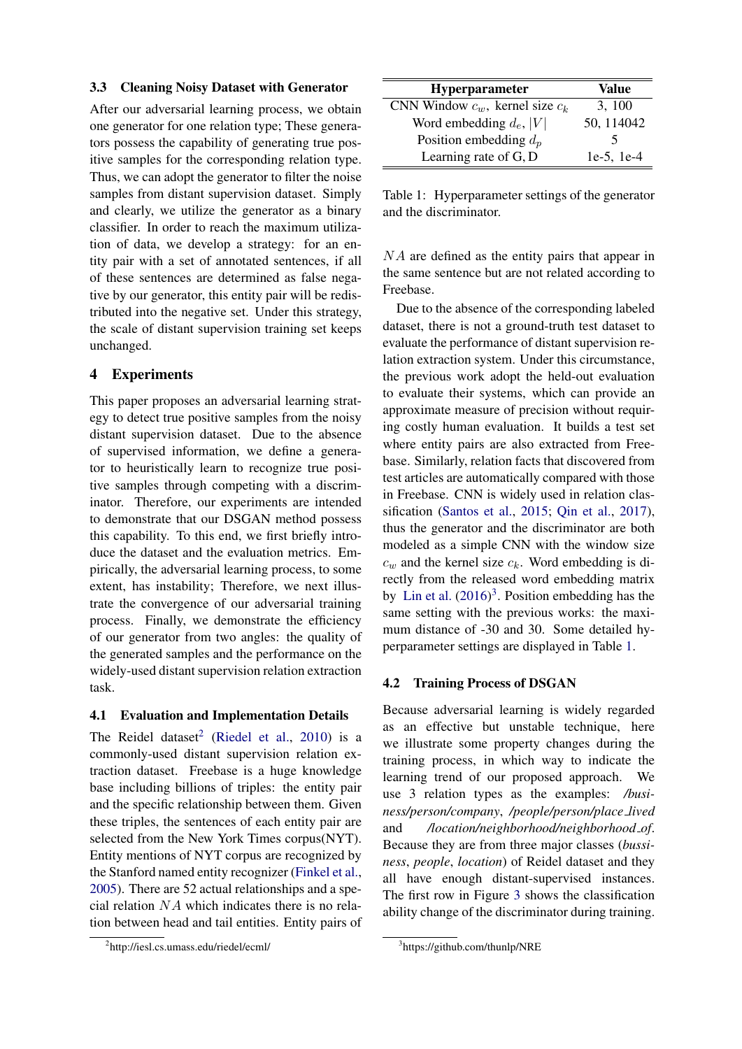### 3.3 Cleaning Noisy Dataset with Generator

After our adversarial learning process, we obtain one generator for one relation type; These generators possess the capability of generating true positive samples for the corresponding relation type. Thus, we can adopt the generator to filter the noise samples from distant supervision dataset. Simply and clearly, we utilize the generator as a binary classifier. In order to reach the maximum utilization of data, we develop a strategy: for an entity pair with a set of annotated sentences, if all of these sentences are determined as false negative by our generator, this entity pair will be redistributed into the negative set. Under this strategy, the scale of distant supervision training set keeps unchanged.

## 4 Experiments

This paper proposes an adversarial learning strategy to detect true positive samples from the noisy distant supervision dataset. Due to the absence of supervised information, we define a generator to heuristically learn to recognize true positive samples through competing with a discriminator. Therefore, our experiments are intended to demonstrate that our DSGAN method possess this capability. To this end, we first briefly introduce the dataset and the evaluation metrics. Empirically, the adversarial learning process, to some extent, has instability; Therefore, we next illustrate the convergence of our adversarial training process. Finally, we demonstrate the efficiency of our generator from two angles: the quality of the generated samples and the performance on the widely-used distant supervision relation extraction task.

### 4.1 Evaluation and Implementation Details

The Reidel dataset[2] (Riedel et al., 2010) is a commonly-used distant supervision relation extraction dataset. Freebase is a huge knowledge base including billions of triples: the entity pair and the specific relationship between them. Given these triples, the sentences of each entity pair are selected from the New York Times corpus(NYT). Entity mentions of NYT corpus are recognized by the Stanford named entity recognizer (Finkel et al., 2005). There are 52 actual relationships and a special relation $NA$ which indicates there is no relation between head and tail entities. Entity pairs of $NA$ are defined as the entity pairs that appear in the same sentence but are not related according to Freebase.

[2] http://iesl.cs.umass.edu/riedel/ecml/

| Hyperparameter | Value |
|---|---|
| CNN Window $c_w$, kernel size $c_k$ | 3, 100 |
| Word embedding $d_e$, $\|V\|$ | 50, 114042 |
| Position embedding $d_p$ | 5 |
| Learning rate of G, D | 1e-5, 1e-4 |

Table 1: Hyperparameter settings of the generator and the discriminator.

Due to the absence of the corresponding labeled dataset, there is not a ground-truth test dataset to evaluate the performance of distant supervision relation extraction system. Under this circumstance, the previous work adopt the held-out evaluation to evaluate their systems, which can provide an approximate measure of precision without requiring costly human evaluation. It builds a test set where entity pairs are also extracted from Freebase. Similarly, relation facts that discovered from test articles are automatically compared with those in Freebase. CNN is widely used in relation classification (Santos et al., 2015; Qin et al., 2017), thus the generator and the discriminator are both modeled as a simple CNN with the window size $c_w$ and the kernel size $c_k$. Word embedding is directly from the released word embedding matrix by Lin et al. (2016)[3]. Position embedding has the same setting with the previous works: the maximum distance of -30 and 30. Some detailed hyperparameter settings are displayed in Table 1.

### 4.2 Training Process of DSGAN

Because adversarial learning is widely regarded as an effective but unstable technique, here we illustrate some property changes during the training process, in which way to indicate the learning trend of our proposed approach. We use 3 relation types as the examples: */business/person/company*, */people/person/place_lived* and */location/neighborhood/neighborhood_of*. Because they are from three major classes (*bussiness*, *people*, *location*) of Reidel dataset and they all have enough distant-supervised instances. The first row in Figure 3 shows the classification ability change of the discriminator during training.

[3] https://github.com/thunlp/NRE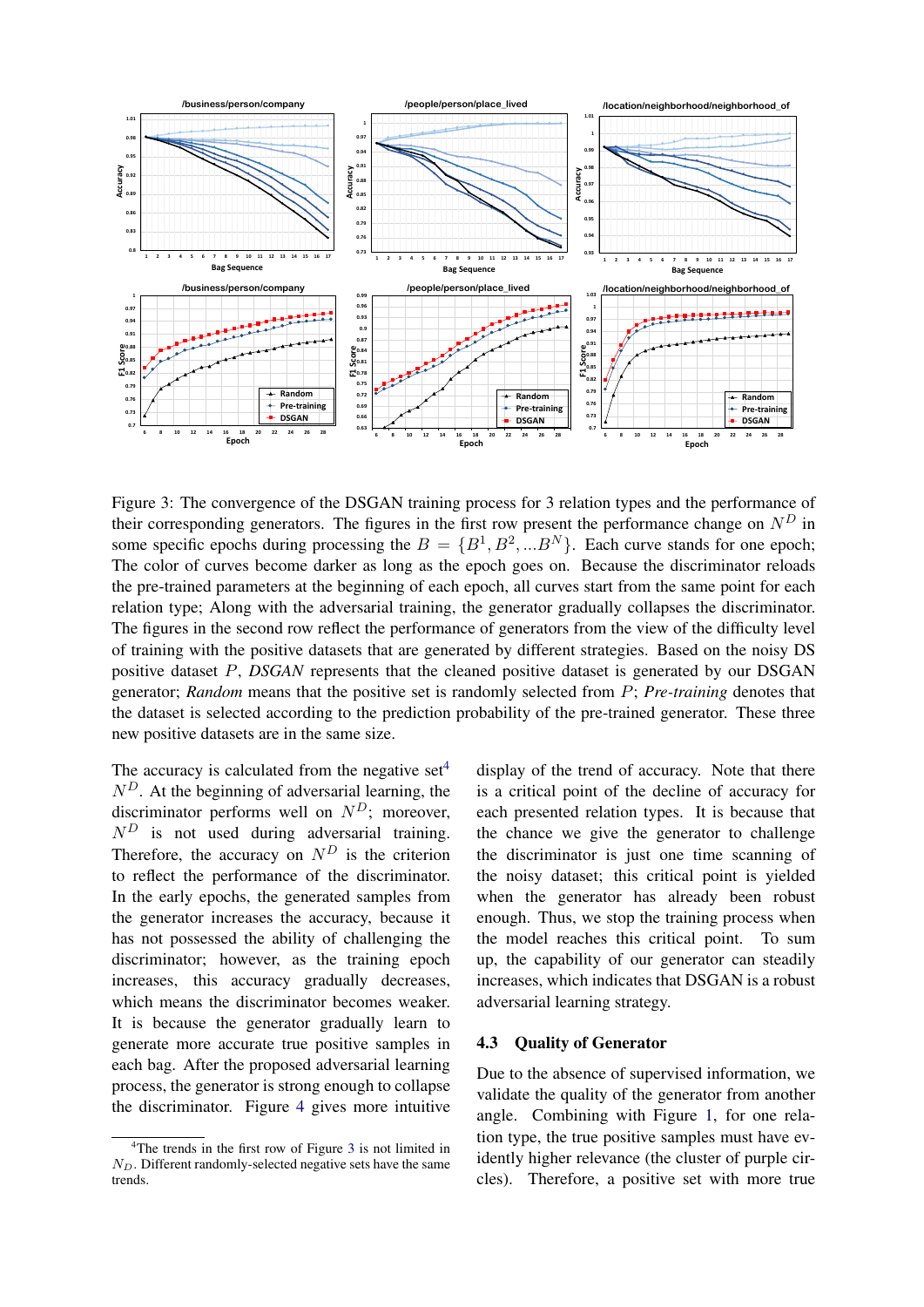Figure 3: The convergence of the DSGAN training process for 3 relation types and the performance of their corresponding generators. The figures in the first row present the performance change on $N^D$ in some specific epochs during processing the $B = \{B^1, B^2, ...B^N\}$. Each curve stands for one epoch; The color of curves become darker as long as the epoch goes on. Because the discriminator reloads the pre-trained parameters at the beginning of each epoch, all curves start from the same point for each relation type; Along with the adversarial training, the generator gradually collapses the discriminator. The figures in the second row reflect the performance of generators from the view of the difficulty level of training with the positive datasets that are generated by different strategies. Based on the noisy DS positive dataset $P$, *DSGAN* represents that the cleaned positive dataset is generated by our DSGAN generator; *Random* means that the positive set is randomly selected from $P$; *Pre-training* denotes that the dataset is selected according to the prediction probability of the pre-trained generator. These three new positive datasets are in the same size.

The accuracy is calculated from the negative set[4] $N^D$. At the beginning of adversarial learning, the discriminator performs well on $N^D$; moreover, $N^D$ is not used during adversarial training. Therefore, the accuracy on $N^D$ is the criterion to reflect the performance of the discriminator. In the early epochs, the generated samples from the generator increases the accuracy, because it has not possessed the ability of challenging the discriminator; however, as the training epoch increases, this accuracy gradually decreases, which means the discriminator becomes weaker. It is because the generator gradually learn to generate more accurate true positive samples in each bag. After the proposed adversarial learning process, the generator is strong enough to collapse the discriminator. Figure 4 gives more intuitive display of the trend of accuracy. Note that there is a critical point of the decline of accuracy for each presented relation types. It is because that the chance we give the generator to challenge the discriminator is just one time scanning of the noisy dataset; this critical point is yielded when the generator has already been robust enough. Thus, we stop the training process when the model reaches this critical point. To sum up, the capability of our generator can steadily increases, which indicates that DSGAN is a robust adversarial learning strategy.

[4] The trends in the first row of Figure 3 is not limited in $N_D$. Different randomly-selected negative sets have the same trends.

## 4.3 Quality of Generator

Due to the absence of supervised information, we validate the quality of the generator from another angle. Combining with Figure 1, for one relation type, the true positive samples must have evidently higher relevance (the cluster of purple circles). Therefore, a positive set with more true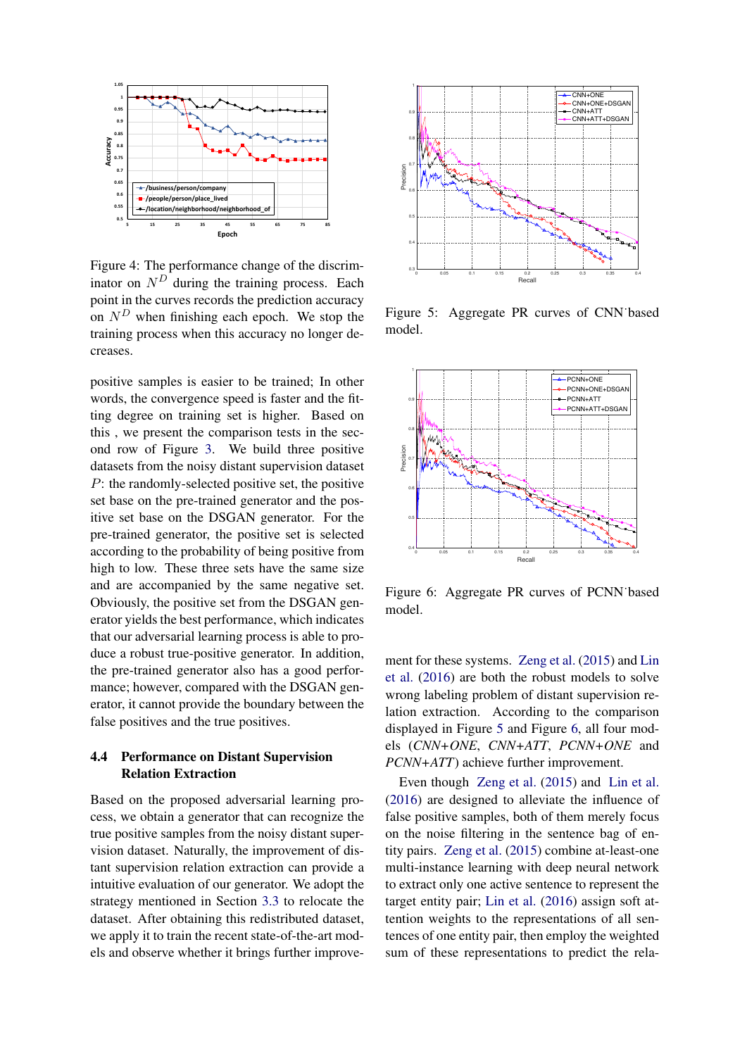Figure 4: The performance change of the discriminator on $N^D$ during the training process. Each point in the curves records the prediction accuracy on $N^D$ when finishing each epoch. We stop the training process when this accuracy no longer decreases.

positive samples is easier to be trained; In other words, the convergence speed is faster and the fitting degree on training set is higher. Based on this , we present the comparison tests in the second row of Figure 3. We build three positive datasets from the noisy distant supervision dataset $P$: the randomly-selected positive set, the positive set base on the pre-trained generator and the positive set base on the DSGAN generator. For the pre-trained generator, the positive set is selected according to the probability of being positive from high to low. These three sets have the same size and are accompanied by the same negative set. Obviously, the positive set from the DSGAN generator yields the best performance, which indicates that our adversarial learning process is able to produce a robust true-positive generator. In addition, the pre-trained generator also has a good performance; however, compared with the DSGAN generator, it cannot provide the boundary between the false positives and the true positives.

### 4.4 Performance on Distant Supervision Relation Extraction

Based on the proposed adversarial learning process, we obtain a generator that can recognize the true positive samples from the noisy distant supervision dataset. Naturally, the improvement of distant supervision relation extraction can provide a intuitive evaluation of our generator. We adopt the strategy mentioned in Section 3.3 to relocate the dataset. After obtaining this redistributed dataset, we apply it to train the recent state-of-the-art models and observe whether it brings further improvement for these systems. Zeng et al. (2015) and Lin et al. (2016) are both the robust models to solve wrong labeling problem of distant supervision relation extraction. According to the comparison displayed in Figure 5 and Figure 6, all four models (*CNN+ONE*, *CNN+ATT*, *PCNN+ONE* and *PCNN+ATT*) achieve further improvement.

Figure 5: Aggregate PR curves of CNN˙based model.

Figure 6: Aggregate PR curves of PCNN˙based model.

Even though Zeng et al. (2015) and Lin et al. (2016) are designed to alleviate the influence of false positive samples, both of them merely focus on the noise filtering in the sentence bag of entity pairs. Zeng et al. (2015) combine at-least-one multi-instance learning with deep neural network to extract only one active sentence to represent the target entity pair; Lin et al. (2016) assign soft attention weights to the representations of all sentences of one entity pair, then employ the weighted sum of these representations to predict the rela-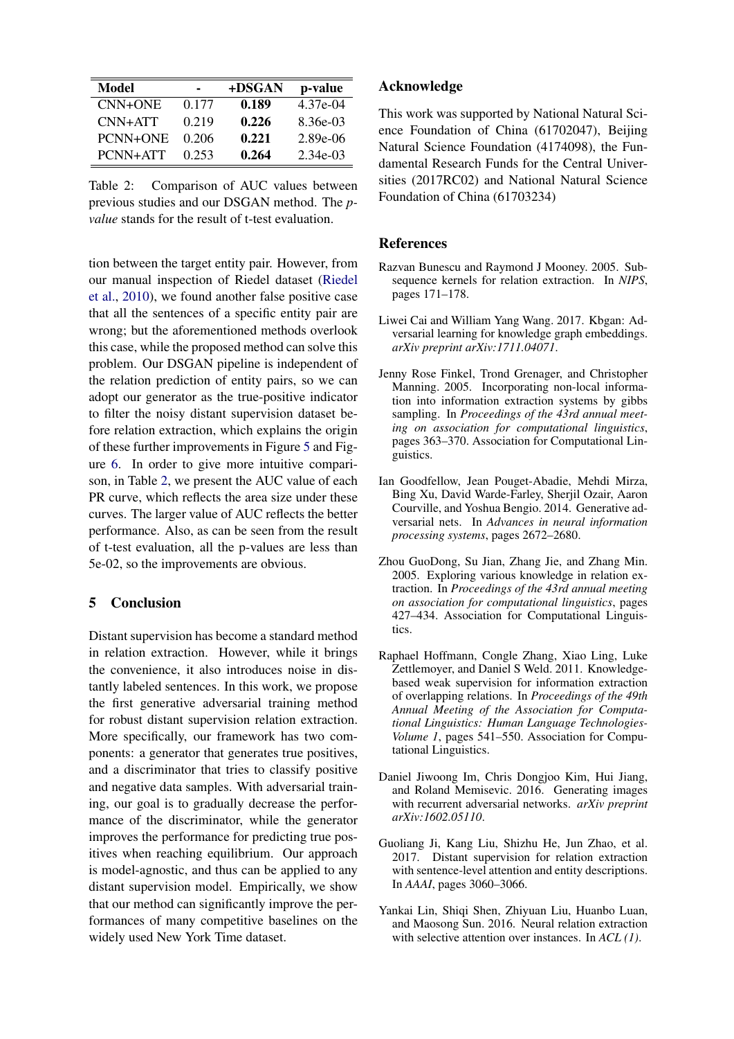| Model | - | +DSGAN | p-value |
|---|---|---|---|
| CNN+ONE | 0.177 | **0.189** | 4.37e-04 |
| CNN+ATT | 0.219 | **0.226** | 8.36e-03 |
| PCNN+ONE | 0.206 | **0.221** | 2.89e-06 |
| PCNN+ATT | 0.253 | **0.264** | 2.34e-03 |

Table 2: Comparison of AUC values between previous studies and our DSGAN method. The *p-value* stands for the result of t-test evaluation.

tion between the target entity pair. However, from our manual inspection of Riedel dataset (Riedel et al., 2010), we found another false positive case that all the sentences of a specific entity pair are wrong; but the aforementioned methods overlook this case, while the proposed method can solve this problem. Our DSGAN pipeline is independent of the relation prediction of entity pairs, so we can adopt our generator as the true-positive indicator to filter the noisy distant supervision dataset before relation extraction, which explains the origin of these further improvements in Figure 5 and Figure 6. In order to give more intuitive comparison, in Table 2, we present the AUC value of each PR curve, which reflects the area size under these curves. The larger value of AUC reflects the better performance. Also, as can be seen from the result of t-test evaluation, all the p-values are less than 5e-02, so the improvements are obvious.

## 5 Conclusion

Distant supervision has become a standard method in relation extraction. However, while it brings the convenience, it also introduces noise in distantly labeled sentences. In this work, we propose the first generative adversarial training method for robust distant supervision relation extraction. More specifically, our framework has two components: a generator that generates true positives, and a discriminator that tries to classify positive and negative data samples. With adversarial training, our goal is to gradually decrease the performance of the discriminator, while the generator improves the performance for predicting true positives when reaching equilibrium. Our approach is model-agnostic, and thus can be applied to any distant supervision model. Empirically, we show that our method can significantly improve the performances of many competitive baselines on the widely used New York Time dataset.

## Acknowledge

This work was supported by National Natural Science Foundation of China (61702047), Beijing Natural Science Foundation (4174098), the Fundamental Research Funds for the Central Universities (2017RC02) and National Natural Science Foundation of China (61703234)

## References

Razvan Bunescu and Raymond J Mooney. 2005. Subsequence kernels for relation extraction. In *NIPS*, pages 171–178.

Liwei Cai and William Yang Wang. 2017. Kbgan: Adversarial learning for knowledge graph embeddings. *arXiv preprint arXiv:1711.04071*.

Jenny Rose Finkel, Trond Grenager, and Christopher Manning. 2005. Incorporating non-local information into information extraction systems by gibbs sampling. In *Proceedings of the 43rd annual meeting on association for computational linguistics*, pages 363–370. Association for Computational Linguistics.

Ian Goodfellow, Jean Pouget-Abadie, Mehdi Mirza, Bing Xu, David Warde-Farley, Sherjil Ozair, Aaron Courville, and Yoshua Bengio. 2014. Generative adversarial nets. In *Advances in neural information processing systems*, pages 2672–2680.

Zhou GuoDong, Su Jian, Zhang Jie, and Zhang Min. 2005. Exploring various knowledge in relation extraction. In *Proceedings of the 43rd annual meeting on association for computational linguistics*, pages 427–434. Association for Computational Linguistics.

Raphael Hoffmann, Congle Zhang, Xiao Ling, Luke Zettlemoyer, and Daniel S Weld. 2011. Knowledge-based weak supervision for information extraction of overlapping relations. In *Proceedings of the 49th Annual Meeting of the Association for Computational Linguistics: Human Language Technologies-Volume 1*, pages 541–550. Association for Computational Linguistics.

Daniel Jiwoong Im, Chris Dongjoo Kim, Hui Jiang, and Roland Memisevic. 2016. Generating images with recurrent adversarial networks. *arXiv preprint arXiv:1602.05110*.

Guoliang Ji, Kang Liu, Shizhu He, Jun Zhao, et al. 2017. Distant supervision for relation extraction with sentence-level attention and entity descriptions. In *AAAI*, pages 3060–3066.

Yankai Lin, Shiqi Shen, Zhiyuan Liu, Huanbo Luan, and Maosong Sun. 2016. Neural relation extraction with selective attention over instances. In *ACL (1)*.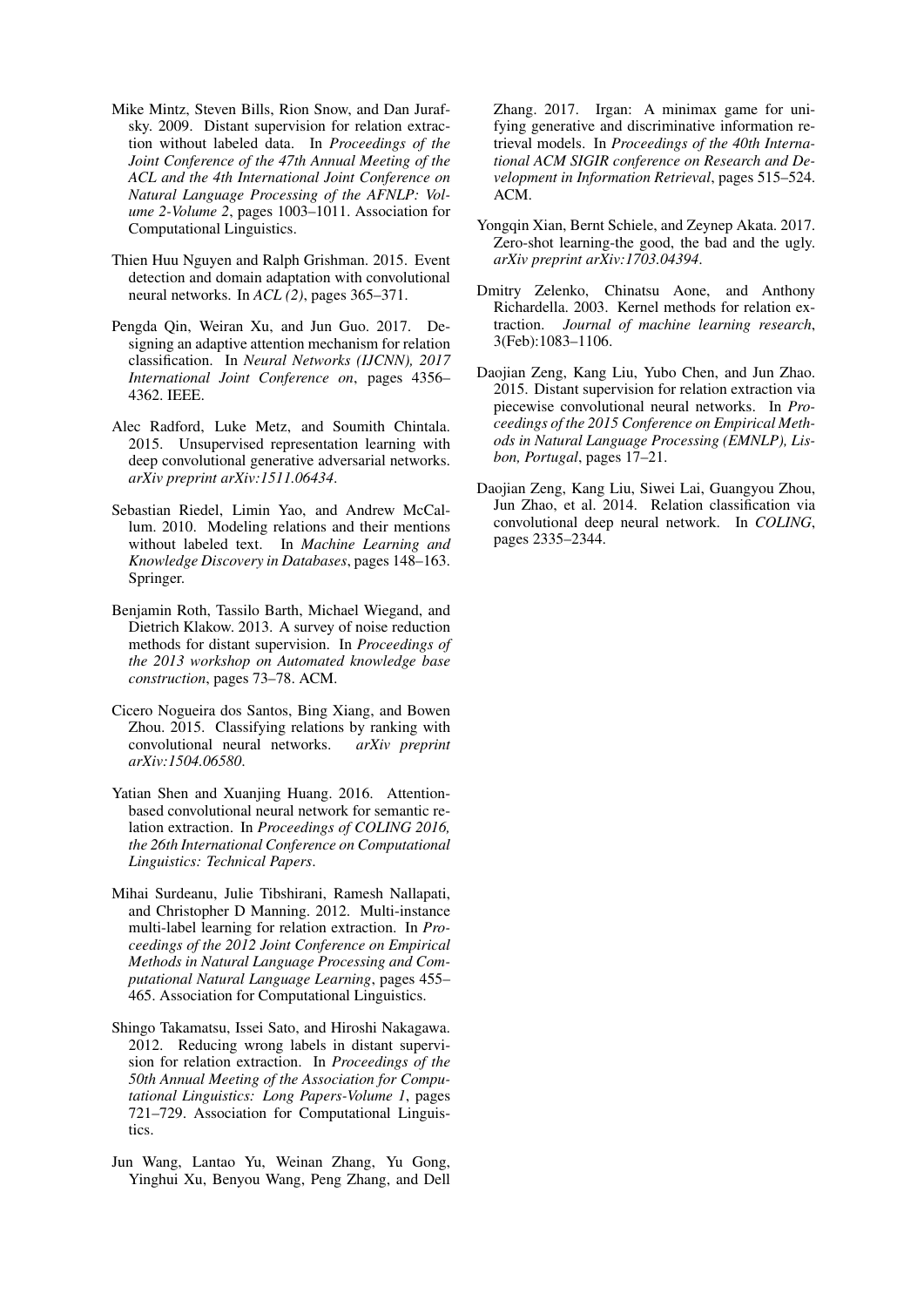Mike Mintz, Steven Bills, Rion Snow, and Dan Jurafsky. 2009. Distant supervision for relation extraction without labeled data. In *Proceedings of the Joint Conference of the 47th Annual Meeting of the ACL and the 4th International Joint Conference on Natural Language Processing of the AFNLP: Volume 2-Volume 2*, pages 1003–1011. Association for Computational Linguistics.

Thien Huu Nguyen and Ralph Grishman. 2015. Event detection and domain adaptation with convolutional neural networks. In *ACL (2)*, pages 365–371.

Pengda Qin, Weiran Xu, and Jun Guo. 2017. Designing an adaptive attention mechanism for relation classification. In *Neural Networks (IJCNN), 2017 International Joint Conference on*, pages 4356–4362. IEEE.

Alec Radford, Luke Metz, and Soumith Chintala. 2015. Unsupervised representation learning with deep convolutional generative adversarial networks. *arXiv preprint arXiv:1511.06434*.

Sebastian Riedel, Limin Yao, and Andrew McCallum. 2010. Modeling relations and their mentions without labeled text. In *Machine Learning and Knowledge Discovery in Databases*, pages 148–163. Springer.

Benjamin Roth, Tassilo Barth, Michael Wiegand, and Dietrich Klakow. 2013. A survey of noise reduction methods for distant supervision. In *Proceedings of the 2013 workshop on Automated knowledge base construction*, pages 73–78. ACM.

Cicero Nogueira dos Santos, Bing Xiang, and Bowen Zhou. 2015. Classifying relations by ranking with convolutional neural networks. *arXiv preprint arXiv:1504.06580*.

Yatian Shen and Xuanjing Huang. 2016. Attention-based convolutional neural network for semantic relation extraction. In *Proceedings of COLING 2016, the 26th International Conference on Computational Linguistics: Technical Papers*.

Mihai Surdeanu, Julie Tibshirani, Ramesh Nallapati, and Christopher D Manning. 2012. Multi-instance multi-label learning for relation extraction. In *Proceedings of the 2012 Joint Conference on Empirical Methods in Natural Language Processing and Computational Natural Language Learning*, pages 455–465. Association for Computational Linguistics.

Shingo Takamatsu, Issei Sato, and Hiroshi Nakagawa. 2012. Reducing wrong labels in distant supervision for relation extraction. In *Proceedings of the 50th Annual Meeting of the Association for Computational Linguistics: Long Papers-Volume 1*, pages 721–729. Association for Computational Linguistics.

Jun Wang, Lantao Yu, Weinan Zhang, Yu Gong, Yinghui Xu, Benyou Wang, Peng Zhang, and Dell Zhang. 2017. Irgan: A minimax game for unifying generative and discriminative information retrieval models. In *Proceedings of the 40th International ACM SIGIR conference on Research and Development in Information Retrieval*, pages 515–524. ACM.

Yongqin Xian, Bernt Schiele, and Zeynep Akata. 2017. Zero-shot learning-the good, the bad and the ugly. *arXiv preprint arXiv:1703.04394*.

Dmitry Zelenko, Chinatsu Aone, and Anthony Richardella. 2003. Kernel methods for relation extraction. *Journal of machine learning research*, 3(Feb):1083–1106.

Daojian Zeng, Kang Liu, Yubo Chen, and Jun Zhao. 2015. Distant supervision for relation extraction via piecewise convolutional neural networks. In *Proceedings of the 2015 Conference on Empirical Methods in Natural Language Processing (EMNLP), Lisbon, Portugal*, pages 17–21.

Daojian Zeng, Kang Liu, Siwei Lai, Guangyou Zhou, Jun Zhao, et al. 2014. Relation classification via convolutional deep neural network. In *COLING*, pages 2335–2344.